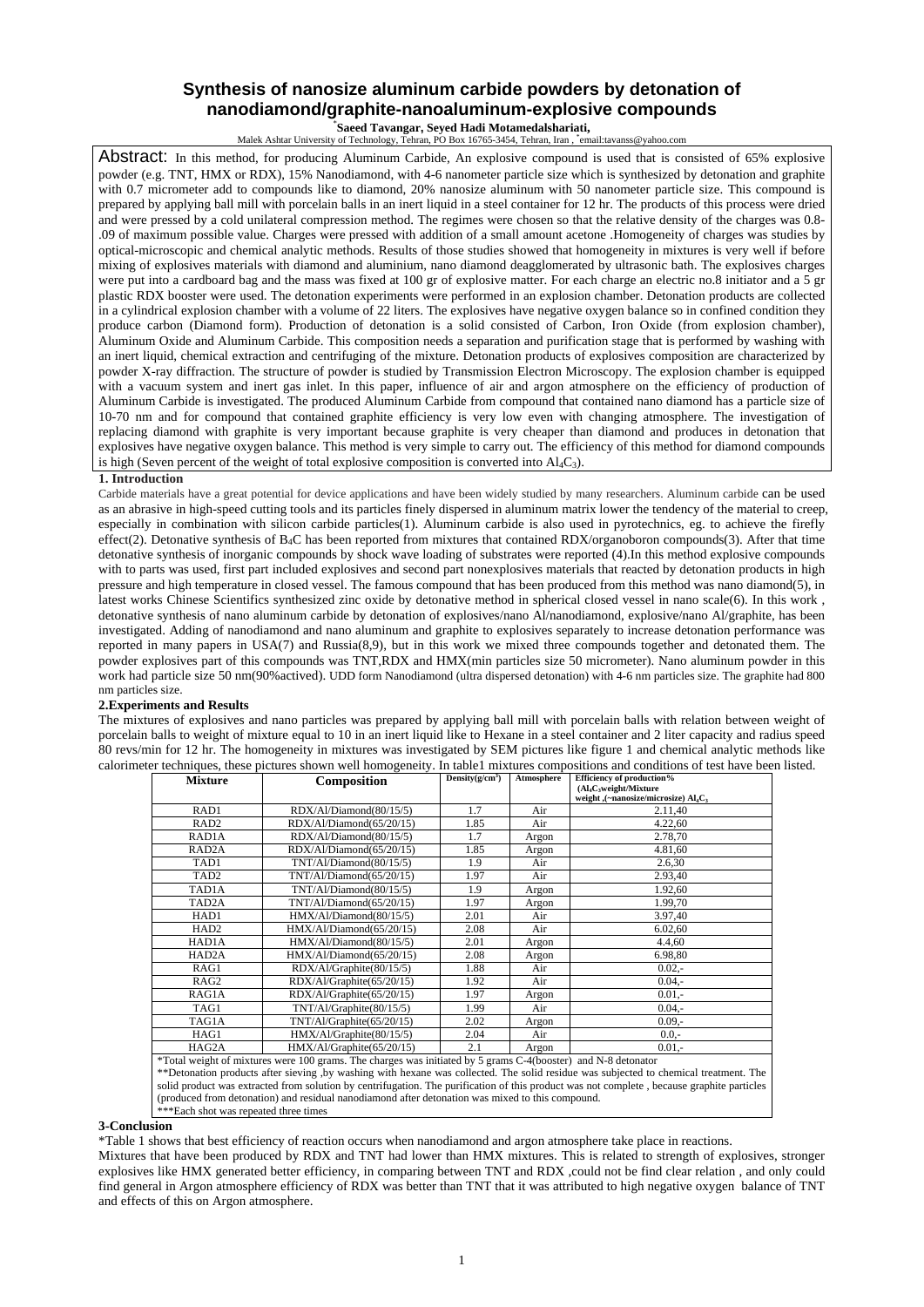# Synthesis of nanosize aluminum carbide powders by detonation of nanodiamond/graphite-nanoaluminum-explosive compounds

**[*]Saeed Tavangar, Seyed Hadi Motamedalshariati,**

Malek Ashtar University of Technology, Tehran, PO Box 16765-3454, Tehran, Iran , [*]email:tavanss@yahoo.com

Abstract: In this method, for producing Aluminum Carbide, An explosive compound is used that is consisted of 65% explosive powder (e.g. TNT, HMX or RDX), 15% Nanodiamond, with 4-6 nanometer particle size which is synthesized by detonation and graphite with 0.7 micrometer add to compounds like to diamond, 20% nanosize aluminum with 50 nanometer particle size. This compound is prepared by applying ball mill with porcelain balls in an inert liquid in a steel container for 12 hr. The products of this process were dried and were pressed by a cold unilateral compression method. The regimes were chosen so that the relative density of the charges was 0.8-.09 of maximum possible value. Charges were pressed with addition of a small amount acetone .Homogeneity of charges was studies by optical-microscopic and chemical analytic methods. Results of those studies showed that homogeneity in mixtures is very well if before mixing of explosives materials with diamond and aluminium, nano diamond deagglomerated by ultrasonic bath. The explosives charges were put into a cardboard bag and the mass was fixed at 100 gr of explosive matter. For each charge an electric no.8 initiator and a 5 gr plastic RDX booster were used. The detonation experiments were performed in an explosion chamber. Detonation products are collected in a cylindrical explosion chamber with a volume of 22 liters. The explosives have negative oxygen balance so in confined condition they produce carbon (Diamond form). Production of detonation is a solid consisted of Carbon, Iron Oxide (from explosion chamber), Aluminum Oxide and Aluminum Carbide. This composition needs a separation and purification stage that is performed by washing with an inert liquid, chemical extraction and centrifuging of the mixture. Detonation products of explosives composition are characterized by powder X-ray diffraction. The structure of powder is studied by Transmission Electron Microscopy. The explosion chamber is equipped with a vacuum system and inert gas inlet. In this paper, influence of air and argon atmosphere on the efficiency of production of Aluminum Carbide is investigated. The produced Aluminum Carbide from compound that contained nano diamond has a particle size of 10-70 nm and for compound that contained graphite efficiency is very low even with changing atmosphere. The investigation of replacing diamond with graphite is very important because graphite is very cheaper than diamond and produces in detonation that explosives have negative oxygen balance. This method is very simple to carry out. The efficiency of this method for diamond compounds is high (Seven percent of the weight of total explosive composition is converted into $Al_4C_3$).

## 1. Introduction

Carbide materials have a great potential for device applications and have been widely studied by many researchers. Aluminum carbide can be used as an abrasive in high-speed cutting tools and its particles finely dispersed in aluminum matrix lower the tendency of the material to creep, especially in combination with silicon carbide particles(1). Aluminum carbide is also used in pyrotechnics, eg. to achieve the firefly effect(2). Detonative synthesis of $B_4C$ has been reported from mixtures that contained RDX/organoboron compounds(3). After that time detonative synthesis of inorganic compounds by shock wave loading of substrates were reported (4).In this method explosive compounds with to parts was used, first part included explosives and second part nonexplosives materials that reacted by detonation products in high pressure and high temperature in closed vessel. The famous compound that has been produced from this method was nano diamond(5), in latest works Chinese Scientifics synthesized zinc oxide by detonative method in spherical closed vessel in nano scale(6). In this work , detonative synthesis of nano aluminum carbide by detonation of explosives/nano Al/nanodiamond, explosive/nano Al/graphite, has been investigated. Adding of nanodiamond and nano aluminum and graphite to explosives separately to increase detonation performance was reported in many papers in USA(7) and Russia(8,9), but in this work we mixed three compounds together and detonated them. The powder explosives part of this compounds was TNT,RDX and HMX(min particles size 50 micrometer). Nano aluminum powder in this work had particle size 50 nm(90%actived). UDD form Nanodiamond (ultra dispersed detonation) with 4-6 nm particles size. The graphite had 800 nm particles size.

## 2.Experiments and Results

The mixtures of explosives and nano particles was prepared by applying ball mill with porcelain balls with relation between weight of porcelain balls to weight of mixture equal to 10 in an inert liquid like to Hexane in a steel container and 2 liter capacity and radius speed 80 revs/min for 12 hr. The homogeneity in mixtures was investigated by SEM pictures like figure 1 and chemical analytic methods like calorimeter techniques, these pictures shown well homogeneity. In table1 mixtures compositions and conditions of test have been listed.

| Mixture | Composition | Density($g/cm^3$) | Atmosphere | Efficiency of production% ($Al_4C_3$weight/Mixture weight ,(~nanosize/microsize) $Al_4C_3$ |
|---|---|---|---|---|
| RAD1 | RDX/Al/Diamond(80/15/5) | 1.7 | Air | 2.11,40 |
| RAD2 | RDX/Al/Diamond(65/20/15) | 1.85 | Air | 4.22,60 |
| RAD1A | RDX/Al/Diamond(80/15/5) | 1.7 | Argon | 2.78,70 |
| RAD2A | RDX/Al/Diamond(65/20/15) | 1.85 | Argon | 4.81,60 |
| TAD1 | TNT/Al/Diamond(80/15/5) | 1.9 | Air | 2.6,30 |
| TAD2 | TNT/Al/Diamond(65/20/15) | 1.97 | Air | 2.93,40 |
| TAD1A | TNT/Al/Diamond(80/15/5) | 1.9 | Argon | 1.92,60 |
| TAD2A | TNT/Al/Diamond(65/20/15) | 1.97 | Argon | 1.99,70 |
| HAD1 | HMX/Al/Diamond(80/15/5) | 2.01 | Air | 3.97,40 |
| HAD2 | HMX/Al/Diamond(65/20/15) | 2.08 | Air | 6.02,60 |
| HAD1A | HMX/Al/Diamond(80/15/5) | 2.01 | Argon | 4.4,60 |
| HAD2A | HMX/Al/Diamond(65/20/15) | 2.08 | Argon | 6.98,80 |
| RAG1 | RDX/Al/Graphite(80/15/5) | 1.88 | Air | 0.02,- |
| RAG2 | RDX/Al/Graphite(65/20/15) | 1.92 | Air | 0.04,- |
| RAG1A | RDX/Al/Graphite(65/20/15) | 1.97 | Argon | 0.01,- |
| TAG1 | TNT/Al/Graphite(80/15/5) | 1.99 | Air | 0.04,- |
| TAG1A | TNT/Al/Graphite(65/20/15) | 2.02 | Argon | 0.09,- |
| HAG1 | HMX/Al/Graphite(80/15/5) | 2.04 | Air | 0.0,- |
| HAG2A | HMX/Al/Graphite(65/20/15) | 2.1 | Argon | 0.01,- |

*Total weight of mixtures were 100 grams. The charges was initiated by 5 grams C-4(booster) and N-8 detonator

**Detonation products after sieving ,by washing with hexane was collected. The solid residue was subjected to chemical treatment. The solid product was extracted from solution by centrifugation. The purification of this product was not complete , because graphite particles (produced from detonation) and residual nanodiamond after detonation was mixed to this compound.

***Each shot was repeated three times

## 3-Conclusion

*Table 1 shows that best efficiency of reaction occurs when nanodiamond and argon atmosphere take place in reactions.

Mixtures that have been produced by RDX and TNT had lower than HMX mixtures. This is related to strength of explosives, stronger explosives like HMX generated better efficiency, in comparing between TNT and RDX ,could not be find clear relation , and only could find general in Argon atmosphere efficiency of RDX was better than TNT that it was attributed to high negative oxygen balance of TNT and effects of this on Argon atmosphere.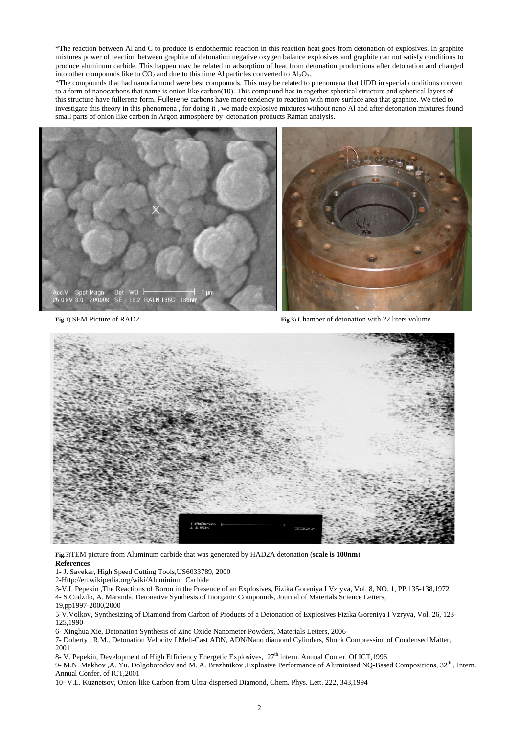*The reaction between Al and C to produce is endothermic reaction in this reaction heat goes from detonation of explosives. In graphite mixtures power of reaction between graphite of detonation negative oxygen balance explosives and graphite can not satisfy conditions to produce aluminum carbide. This happen may be related to adsorption of heat from detonation productions after detonation and changed into other compounds like to $CO_2$ and due to this time Al particles converted to $Al_2O_3$.

*The compounds that had nanodiamond were best compounds. This may be related to phenomena that UDD in special conditions convert to a form of nanocarbons that name is onion like carbon(10). This compound has in together spherical structure and spherical layers of this structure have fullerene form. Fullerene carbons have more tendency to reaction with more surface area that graphite. We tried to investigate this theory in this phenomena , for doing it , we made explosive mixtures without nano Al and after detonation mixtures found small parts of onion like carbon in Argon atmosphere by detonation products Raman analysis.

Acc.V Spot Magn Det WD 1 μm
25.0 kV 3.0 20000x SE 13.2 RALN 135C 135nm

**Fig**.1) SEM Picture of RAD2

**Fig.3**) Chamber of detonation with 22 liters volume

100nm
115K
3527

**Fig**.3)TEM picture from Aluminum carbide that was generated by HAD2A detonation (**scale is 100nm**)

**References**

1- J. Savekar, High Speed Cutting Tools,US6033789, 2000

2-Http://en.wikipedia.org/wiki/Aluminium_Carbide

3-V.I. Pepekin ,The Reactions of Boron in the Presence of an Explosives, Fizika Goreniya I Vzryva, Vol. 8, NO. 1, PP.135-138,1972

4- S.Cudzilo, A. Maranda, Detonative Synthesis of Inorganic Compounds, Journal of Materials Science Letters, 19,pp1997-2000,2000

5-V.Volkov, Synthesizing of Diamond from Carbon of Products of a Detonation of Explosives Fizika Goreniya I Vzryva, Vol. 26, 123-125,1990

6- Xinghua Xie, Detonation Synthesis of Zinc Oxide Nanometer Powders, Materials Letters, 2006

7- Doherty , R.M., Detonation Velocity f Melt-Cast ADN, ADN/Nano diamond Cylinders, Shock Compression of Condensed Matter, 2001

8- V. Pepekin, Development of High Efficiency Energetic Explosives, 27th intern. Annual Confer. Of ICT,1996

9- M.N. Makhov ,A. Yu. Dolgoborodov and M. A. Brazhnikov ,Explosive Performance of Aluminised NQ-Based Compositions, 32th , Intern. Annual Confer. of ICT,2001

10- V.L. Kuznetsov, Onion-like Carbon from Ultra-dispersed Diamond, Chem. Phys. Lett. 222, 343,1994